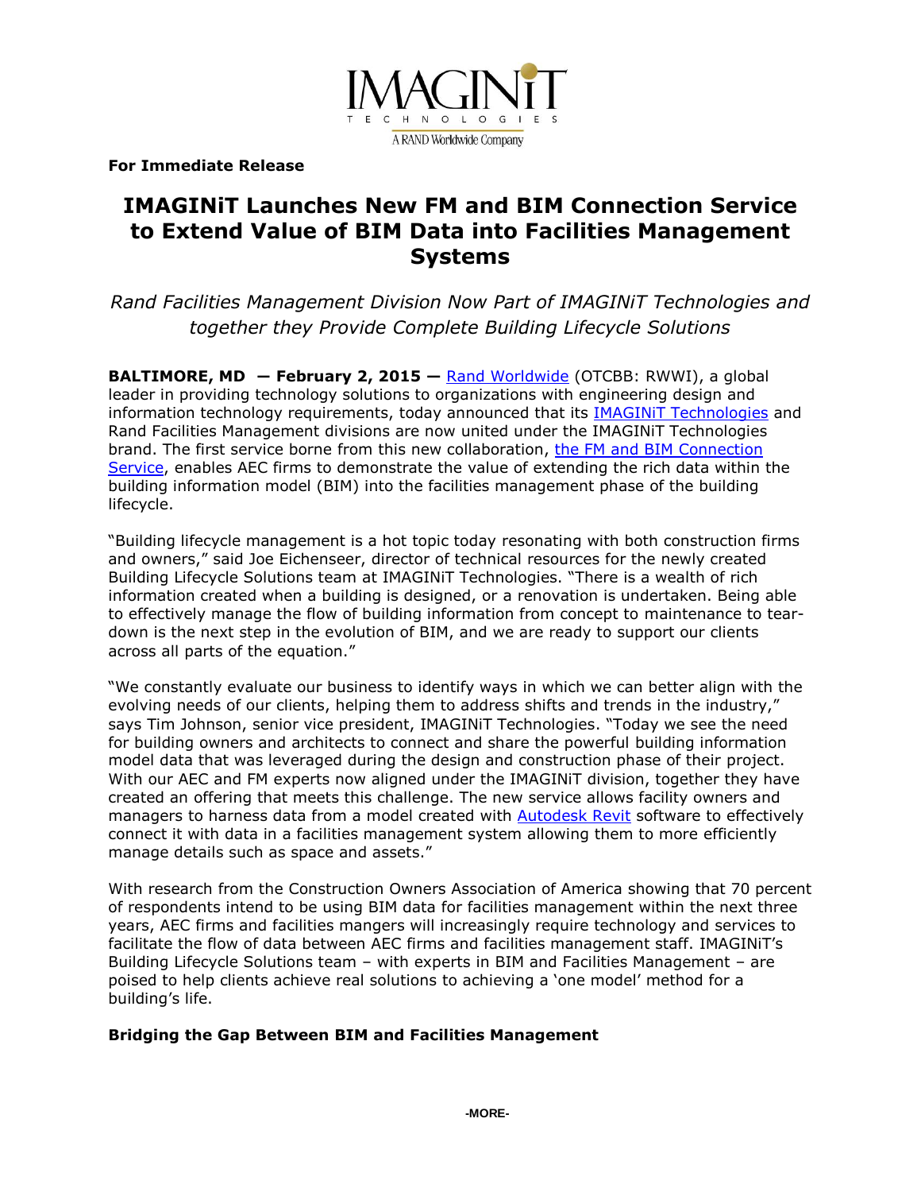IMAGINiT TECHNOLOGIES

A RAND Worldwide Company

**For Immediate Release**

# IMAGINiT Launches New FM and BIM Connection Service to Extend Value of BIM Data into Facilities Management Systems

*Rand Facilities Management Division Now Part of IMAGINiT Technologies and together they Provide Complete Building Lifecycle Solutions*

**BALTIMORE, MD — February 2, 2015 —** Rand Worldwide (OTCBB: RWWI), a global leader in providing technology solutions to organizations with engineering design and information technology requirements, today announced that its IMAGINiT Technologies and Rand Facilities Management divisions are now united under the IMAGINiT Technologies brand. The first service borne from this new collaboration, the FM and BIM Connection Service, enables AEC firms to demonstrate the value of extending the rich data within the building information model (BIM) into the facilities management phase of the building lifecycle.

"Building lifecycle management is a hot topic today resonating with both construction firms and owners," said Joe Eichenseer, director of technical resources for the newly created Building Lifecycle Solutions team at IMAGINiT Technologies. "There is a wealth of rich information created when a building is designed, or a renovation is undertaken. Being able to effectively manage the flow of building information from concept to maintenance to tear-down is the next step in the evolution of BIM, and we are ready to support our clients across all parts of the equation."

"We constantly evaluate our business to identify ways in which we can better align with the evolving needs of our clients, helping them to address shifts and trends in the industry," says Tim Johnson, senior vice president, IMAGINiT Technologies. "Today we see the need for building owners and architects to connect and share the powerful building information model data that was leveraged during the design and construction phase of their project. With our AEC and FM experts now aligned under the IMAGINiT division, together they have created an offering that meets this challenge. The new service allows facility owners and managers to harness data from a model created with Autodesk Revit software to effectively connect it with data in a facilities management system allowing them to more efficiently manage details such as space and assets."

With research from the Construction Owners Association of America showing that 70 percent of respondents intend to be using BIM data for facilities management within the next three years, AEC firms and facilities mangers will increasingly require technology and services to facilitate the flow of data between AEC firms and facilities management staff. IMAGINiT's Building Lifecycle Solutions team – with experts in BIM and Facilities Management – are poised to help clients achieve real solutions to achieving a 'one model' method for a building's life.

**Bridging the Gap Between BIM and Facilities Management**

-MORE-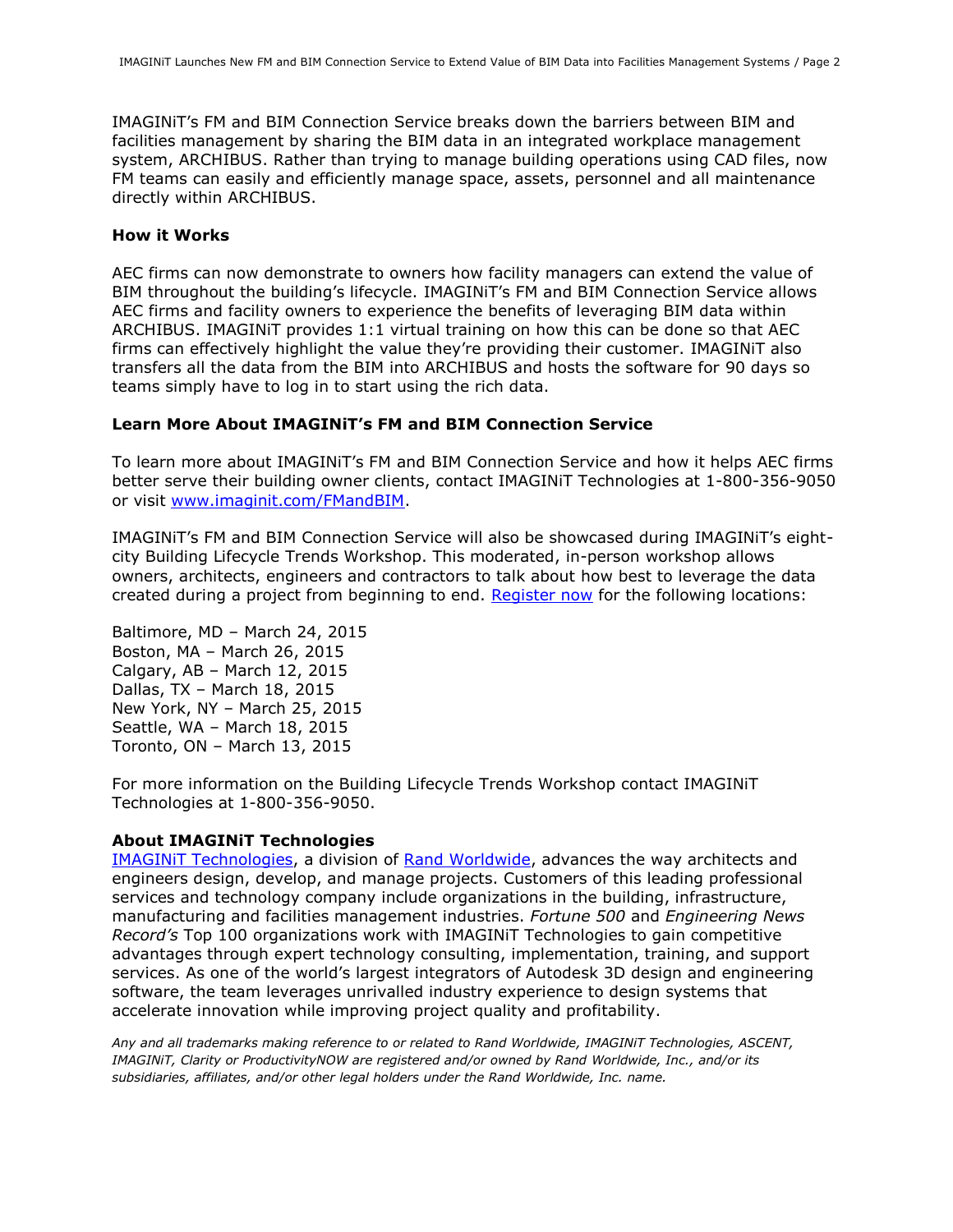IMAGINiT's FM and BIM Connection Service breaks down the barriers between BIM and facilities management by sharing the BIM data in an integrated workplace management system, ARCHIBUS. Rather than trying to manage building operations using CAD files, now FM teams can easily and efficiently manage space, assets, personnel and all maintenance directly within ARCHIBUS.

**How it Works**

AEC firms can now demonstrate to owners how facility managers can extend the value of BIM throughout the building's lifecycle. IMAGINiT's FM and BIM Connection Service allows AEC firms and facility owners to experience the benefits of leveraging BIM data within ARCHIBUS. IMAGINiT provides 1:1 virtual training on how this can be done so that AEC firms can effectively highlight the value they're providing their customer. IMAGINiT also transfers all the data from the BIM into ARCHIBUS and hosts the software for 90 days so teams simply have to log in to start using the rich data.

**Learn More About IMAGINiT's FM and BIM Connection Service**

To learn more about IMAGINiT's FM and BIM Connection Service and how it helps AEC firms better serve their building owner clients, contact IMAGINiT Technologies at 1-800-356-9050 or visit [www.imaginit.com/FMandBIM](www.imaginit.com/FMandBIM).

IMAGINiT's FM and BIM Connection Service will also be showcased during IMAGINiT's eight-city Building Lifecycle Trends Workshop. This moderated, in-person workshop allows owners, architects, engineers and contractors to talk about how best to leverage the data created during a project from beginning to end. Register now for the following locations:

Baltimore, MD – March 24, 2015
Boston, MA – March 26, 2015
Calgary, AB – March 12, 2015
Dallas, TX – March 18, 2015
New York, NY – March 25, 2015
Seattle, WA – March 18, 2015
Toronto, ON – March 13, 2015

For more information on the Building Lifecycle Trends Workshop contact IMAGINiT Technologies at 1-800-356-9050.

**About IMAGINiT Technologies**

IMAGINiT Technologies, a division of Rand Worldwide, advances the way architects and engineers design, develop, and manage projects. Customers of this leading professional services and technology company include organizations in the building, infrastructure, manufacturing and facilities management industries. *Fortune 500* and *Engineering News Record's* Top 100 organizations work with IMAGINiT Technologies to gain competitive advantages through expert technology consulting, implementation, training, and support services. As one of the world's largest integrators of Autodesk 3D design and engineering software, the team leverages unrivalled industry experience to design systems that accelerate innovation while improving project quality and profitability.

*Any and all trademarks making reference to or related to Rand Worldwide, IMAGINiT Technologies, ASCENT, IMAGINiT, Clarity or ProductivityNOW are registered and/or owned by Rand Worldwide, Inc., and/or its subsidiaries, affiliates, and/or other legal holders under the Rand Worldwide, Inc. name.*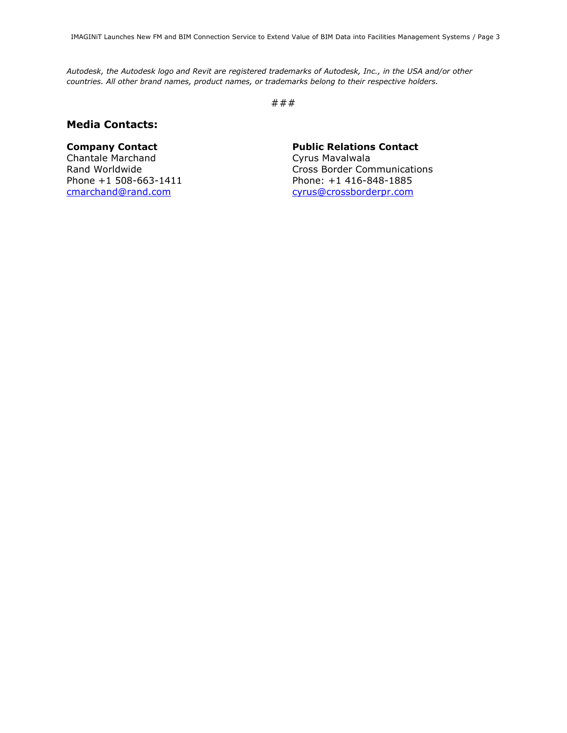*Autodesk, the Autodesk logo and Revit are registered trademarks of Autodesk, Inc., in the USA and/or other countries. All other brand names, product names, or trademarks belong to their respective holders.*

###

## Media Contacts:

**Company Contact**
Chantale Marchand
Rand Worldwide
Phone +1 508-663-1411
cmarchand@rand.com

**Public Relations Contact**
Cyrus Mavalwala
Cross Border Communications
Phone: +1 416-848-1885
cyrus@crossborderpr.com